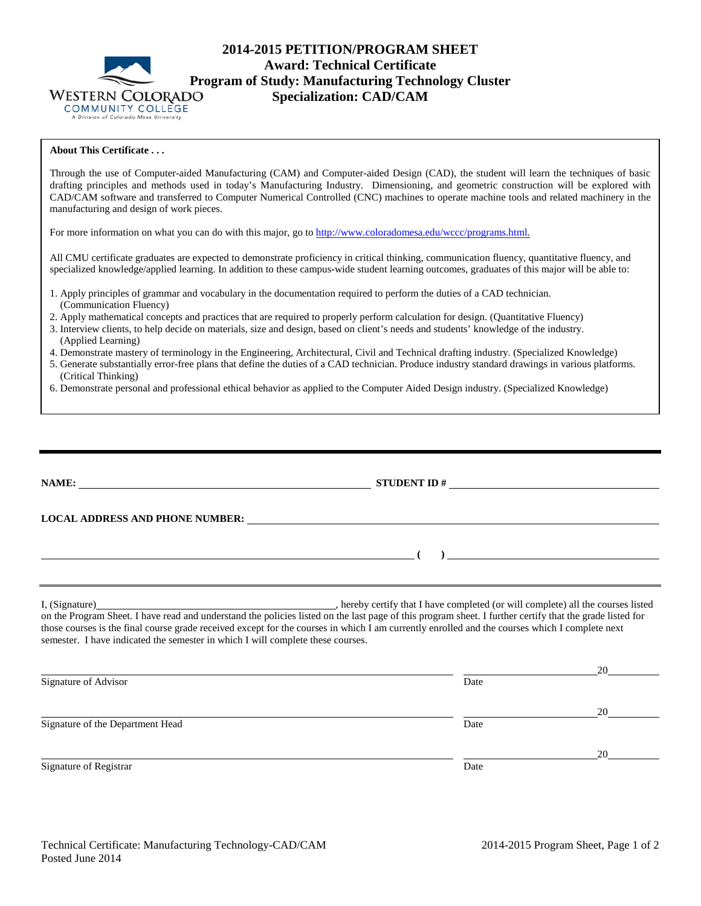# 2014-2015 PETITION/PROGRAM SHEET
## Award: Technical Certificate
## Program of Study: Manufacturing Technology Cluster
## Specialization: CAD/CAM

**About This Certificate . . .**

Through the use of Computer-aided Manufacturing (CAM) and Computer-aided Design (CAD), the student will learn the techniques of basic drafting principles and methods used in today's Manufacturing Industry. Dimensioning, and geometric construction will be explored with CAD/CAM software and transferred to Computer Numerical Controlled (CNC) machines to operate machine tools and related machinery in the manufacturing and design of work pieces.

For more information on what you can do with this major, go to http://www.coloradomesa.edu/wccc/programs.html.

All CMU certificate graduates are expected to demonstrate proficiency in critical thinking, communication fluency, quantitative fluency, and specialized knowledge/applied learning. In addition to these campus-wide student learning outcomes, graduates of this major will be able to:

1. Apply principles of grammar and vocabulary in the documentation required to perform the duties of a CAD technician. (Communication Fluency)
2. Apply mathematical concepts and practices that are required to properly perform calculation for design. (Quantitative Fluency)
3. Interview clients, to help decide on materials, size and design, based on client's needs and students' knowledge of the industry. (Applied Learning)
4. Demonstrate mastery of terminology in the Engineering, Architectural, Civil and Technical drafting industry. (Specialized Knowledge)
5. Generate substantially error-free plans that define the duties of a CAD technician. Produce industry standard drawings in various platforms. (Critical Thinking)
6. Demonstrate personal and professional ethical behavior as applied to the Computer Aided Design industry. (Specialized Knowledge)

---

**NAME:** ______________________ **STUDENT ID #** ______________________

**LOCAL ADDRESS AND PHONE NUMBER:** ______________________

______________________ **( )** ______________________

I, (Signature)______________________, hereby certify that I have completed (or will complete) all the courses listed on the Program Sheet. I have read and understand the policies listed on the last page of this program sheet. I further certify that the grade listed for those courses is the final course grade received except for the courses in which I am currently enrolled and the courses which I complete next semester. I have indicated the semester in which I will complete these courses.

______________________ ______________ 20______
Signature of Advisor Date

______________________ ______________ 20______
Signature of the Department Head Date

______________________ ______________ 20______
Signature of Registrar Date

Technical Certificate: Manufacturing Technology-CAD/CAM
Posted June 2014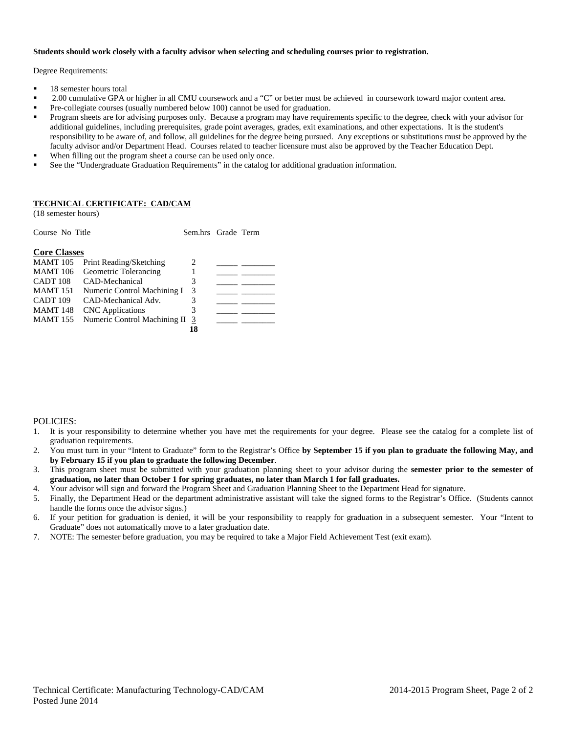**Students should work closely with a faculty advisor when selecting and scheduling courses prior to registration.**

Degree Requirements:

- 18 semester hours total
- 2.00 cumulative GPA or higher in all CMU coursework and a "C" or better must be achieved in coursework toward major content area.
- Pre-collegiate courses (usually numbered below 100) cannot be used for graduation.
- Program sheets are for advising purposes only. Because a program may have requirements specific to the degree, check with your advisor for additional guidelines, including prerequisites, grade point averages, grades, exit examinations, and other expectations. It is the student's responsibility to be aware of, and follow, all guidelines for the degree being pursued. Any exceptions or substitutions must be approved by the faculty advisor and/or Department Head. Courses related to teacher licensure must also be approved by the Teacher Education Dept.
- When filling out the program sheet a course can be used only once.
- See the "Undergraduate Graduation Requirements" in the catalog for additional graduation information.

**TECHNICAL CERTIFICATE: CAD/CAM**

(18 semester hours)

**Core Classes**

| Course No | Title | Sem.hrs | Grade | Term |
|---|---|---|---|---|
| MAMT 105 | Print Reading/Sketching | 2 | _____ | ________ |
| MAMT 106 | Geometric Tolerancing | 1 | _____ | ________ |
| CADT 108 | CAD-Mechanical | 3 | _____ | ________ |
| MAMT 151 | Numeric Control Machining I | 3 | _____ | ________ |
| CADT 109 | CAD-Mechanical Adv. | 3 | _____ | ________ |
| MAMT 148 | CNC Applications | 3 | _____ | ________ |
| MAMT 155 | Numeric Control Machining II | 3 | _____ | ________ |
| | | **18** | | |

POLICIES:

1. It is your responsibility to determine whether you have met the requirements for your degree. Please see the catalog for a complete list of graduation requirements.
2. You must turn in your "Intent to Graduate" form to the Registrar's Office **by September 15 if you plan to graduate the following May, and by February 15 if you plan to graduate the following December**.
3. This program sheet must be submitted with your graduation planning sheet to your advisor during the **semester prior to the semester of graduation, no later than October 1 for spring graduates, no later than March 1 for fall graduates.**
4. Your advisor will sign and forward the Program Sheet and Graduation Planning Sheet to the Department Head for signature.
5. Finally, the Department Head or the department administrative assistant will take the signed forms to the Registrar's Office. (Students cannot handle the forms once the advisor signs.)
6. If your petition for graduation is denied, it will be your responsibility to reapply for graduation in a subsequent semester. Your "Intent to Graduate" does not automatically move to a later graduation date.
7. NOTE: The semester before graduation, you may be required to take a Major Field Achievement Test (exit exam).